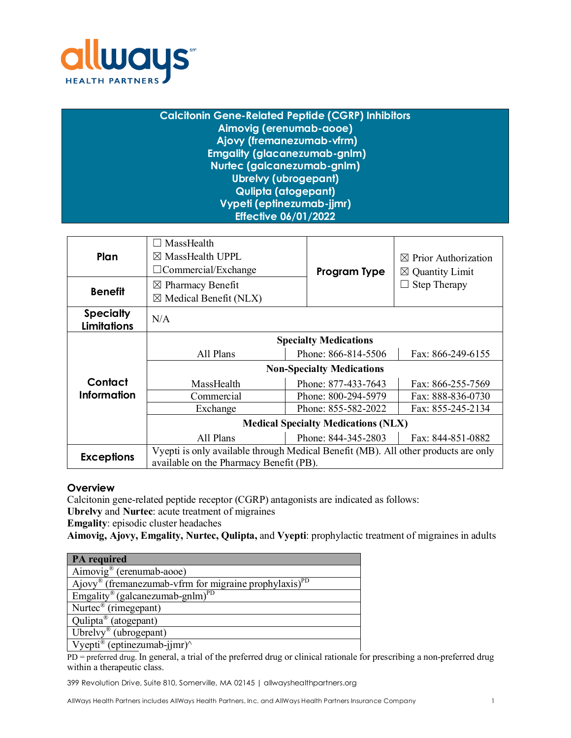allways HEALTH PARTNERS

# Calcitonin Gene-Related Peptide (CGRP) Inhibitors
# Aimovig (erenumab-aooe)
# Ajovy (fremanezumab-vfrm)
# Emgality (glacanezumab-gnlm)
# Nurtec (galcanezumab-gnlm)
# Ubrelvy (ubrogepant)
# Qulipta (atogepant)
# Vypeti (eptinezumab-jjmr)
# Effective 06/01/2022

| | | | |
|---|---|---|---|
| **Plan** | ☐ MassHealth<br>☒ MassHealth UPPL<br>☐Commercial/Exchange | **Program Type** | ☒ Prior Authorization<br>☒ Quantity Limit<br>☐ Step Therapy |
| **Benefit** | ☒ Pharmacy Benefit<br>☒ Medical Benefit (NLX) | | |
| **Specialty Limitations** | N/A | | |

| **Contact Information** | | |
|---|---|---|
| **Specialty Medications** | | |
| All Plans | Phone: 866-814-5506 | Fax: 866-249-6155 |
| **Non-Specialty Medications** | | |
| MassHealth | Phone: 877-433-7643 | Fax: 866-255-7569 |
| Commercial | Phone: 800-294-5979 | Fax: 888-836-0730 |
| Exchange | Phone: 855-582-2022 | Fax: 855-245-2134 |
| **Medical Specialty Medications (NLX)** | | |
| All Plans | Phone: 844-345-2803 | Fax: 844-851-0882 |

| | |
|---|---|
| **Exceptions** | Vyepti is only available through Medical Benefit (MB). All other products are only available on the Pharmacy Benefit (PB). |

## Overview

Calcitonin gene-related peptide receptor (CGRP) antagonists are indicated as follows:
**Ubrelvy** and **Nurtec**: acute treatment of migraines
**Emgality**: episodic cluster headaches
**Aimovig, Ajovy, Emgality, Nurtec, Qulipta,** and **Vyepti**: prophylactic treatment of migraines in adults

| PA required |
|---|
| Aimovig® (erenumab-aooe) |
| Ajovy® (fremanezumab-vfrm for migraine prophylaxis)PD |
| Emgality® (galcanezumab-gnlm)PD |
| Nurtec® (rimegepant) |
| Qulipta® (atogepant) |
| Ubrelvy® (ubrogepant) |
| Vyepti® (eptinezumab-jjmr)^ |

PD = preferred drug. In general, a trial of the preferred drug or clinical rationale for prescribing a non-preferred drug within a therapeutic class.

399 Revolution Drive, Suite 810, Somerville, MA 02145 | allwayshealthpartners.org

AllWays Health Partners includes AllWays Health Partners, Inc. and AllWays Health Partners Insurance Company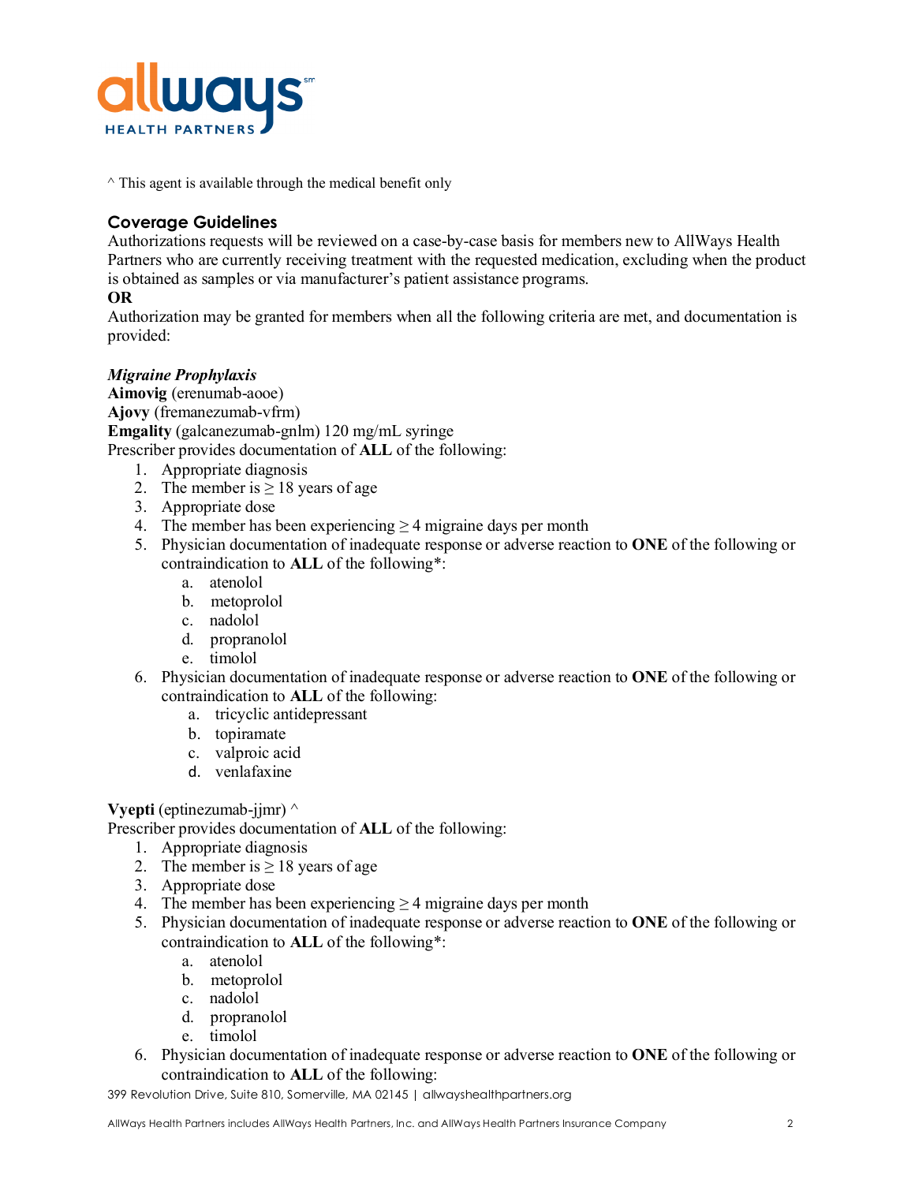^ This agent is available through the medical benefit only

## Coverage Guidelines

Authorizations requests will be reviewed on a case-by-case basis for members new to AllWays Health Partners who are currently receiving treatment with the requested medication, excluding when the product is obtained as samples or via manufacturer's patient assistance programs.

**OR**

Authorization may be granted for members when all the following criteria are met, and documentation is provided:

***Migraine Prophylaxis***

**Aimovig** (erenumab-aooe)
**Ajovy** (fremanezumab-vfrm)
**Emgality** (galcanezumab-gnlm) 120 mg/mL syringe
Prescriber provides documentation of **ALL** of the following:

1. Appropriate diagnosis
2. The member is ≥ 18 years of age
3. Appropriate dose
4. The member has been experiencing ≥ 4 migraine days per month
5. Physician documentation of inadequate response or adverse reaction to **ONE** of the following or contraindication to **ALL** of the following*:
   a. atenolol
   b. metoprolol
   c. nadolol
   d. propranolol
   e. timolol
6. Physician documentation of inadequate response or adverse reaction to **ONE** of the following or contraindication to **ALL** of the following:
   a. tricyclic antidepressant
   b. topiramate
   c. valproic acid
   d. venlafaxine

**Vyepti** (eptinezumab-jjmr) ^
Prescriber provides documentation of **ALL** of the following:

1. Appropriate diagnosis
2. The member is ≥ 18 years of age
3. Appropriate dose
4. The member has been experiencing ≥ 4 migraine days per month
5. Physician documentation of inadequate response or adverse reaction to **ONE** of the following or contraindication to **ALL** of the following*:
   a. atenolol
   b. metoprolol
   c. nadolol
   d. propranolol
   e. timolol
6. Physician documentation of inadequate response or adverse reaction to **ONE** of the following or contraindication to **ALL** of the following:

399 Revolution Drive, Suite 810, Somerville, MA 02145 | allwayshealthpartners.org

AllWays Health Partners includes AllWays Health Partners, Inc. and AllWays Health Partners Insurance Company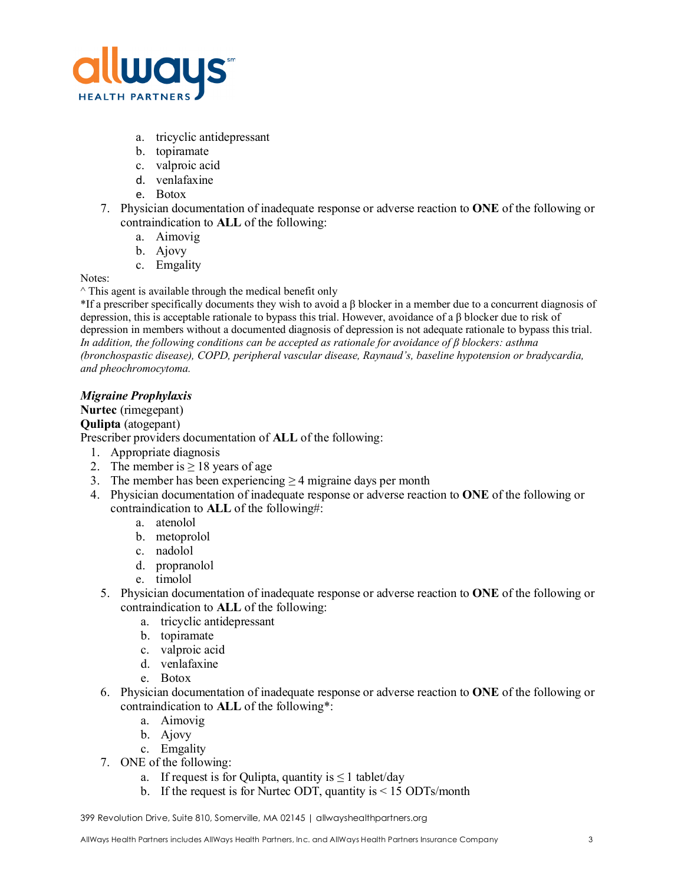a. tricyclic antidepressant
   b. topiramate
   c. valproic acid
   d. venlafaxine
   e. Botox

7. Physician documentation of inadequate response or adverse reaction to **ONE** of the following or contraindication to **ALL** of the following:
   a. Aimovig
   b. Ajovy
   c. Emgality

Notes:
^ This agent is available through the medical benefit only
*If a prescriber specifically documents they wish to avoid a β blocker in a member due to a concurrent diagnosis of depression, this is acceptable rationale to bypass this trial. However, avoidance of a β blocker due to risk of depression in members without a documented diagnosis of depression is not adequate rationale to bypass this trial. *In addition, the following conditions can be accepted as rationale for avoidance of β blockers: asthma (bronchospastic disease), COPD, peripheral vascular disease, Raynaud's, baseline hypotension or bradycardia, and pheochromocytoma.*

***Migraine Prophylaxis***
**Nurtec** (rimegepant)
**Qulipta** (atogepant)
Prescriber providers documentation of **ALL** of the following:

1. Appropriate diagnosis
2. The member is ≥ 18 years of age
3. The member has been experiencing ≥ 4 migraine days per month
4. Physician documentation of inadequate response or adverse reaction to **ONE** of the following or contraindication to **ALL** of the following#:
   a. atenolol
   b. metoprolol
   c. nadolol
   d. propranolol
   e. timolol
5. Physician documentation of inadequate response or adverse reaction to **ONE** of the following or contraindication to **ALL** of the following:
   a. tricyclic antidepressant
   b. topiramate
   c. valproic acid
   d. venlafaxine
   e. Botox
6. Physician documentation of inadequate response or adverse reaction to **ONE** of the following or contraindication to **ALL** of the following*:
   a. Aimovig
   b. Ajovy
   c. Emgality
7. ONE of the following:
   a. If request is for Qulipta, quantity is ≤ 1 tablet/day
   b. If the request is for Nurtec ODT, quantity is < 15 ODTs/month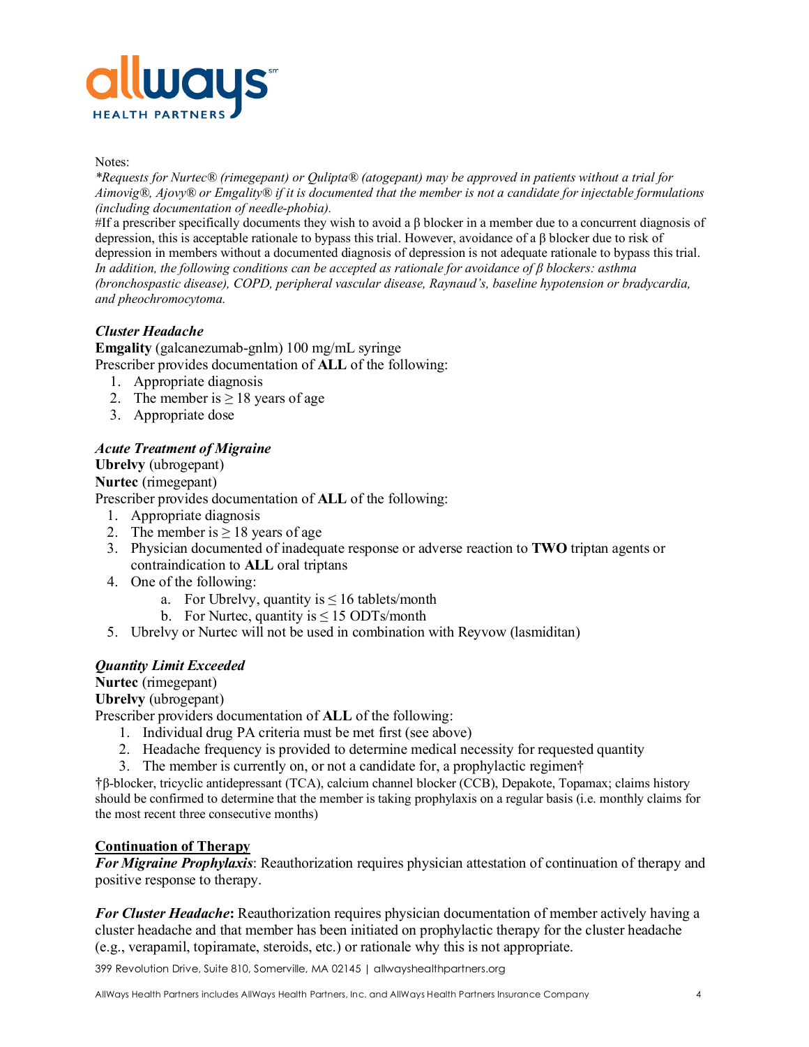Notes:

*\*Requests for Nurtec® (rimegepant) or Qulipta® (atogepant) may be approved in patients without a trial for Aimovig®, Ajovy® or Emgality® if it is documented that the member is not a candidate for injectable formulations (including documentation of needle-phobia).*

#If a prescriber specifically documents they wish to avoid a β blocker in a member due to a concurrent diagnosis of depression, this is acceptable rationale to bypass this trial. However, avoidance of a β blocker due to risk of depression in members without a documented diagnosis of depression is not adequate rationale to bypass this trial. *In addition, the following conditions can be accepted as rationale for avoidance of β blockers: asthma (bronchospastic disease), COPD, peripheral vascular disease, Raynaud's, baseline hypotension or bradycardia, and pheochromocytoma.*

***Cluster Headache***

**Emgality** (galcanezumab-gnlm) 100 mg/mL syringe

Prescriber provides documentation of **ALL** of the following:

1. Appropriate diagnosis
2. The member is ≥ 18 years of age
3. Appropriate dose

***Acute Treatment of Migraine***

**Ubrelvy** (ubrogepant)

**Nurtec** (rimegepant)

Prescriber provides documentation of **ALL** of the following:

1. Appropriate diagnosis
2. The member is ≥ 18 years of age
3. Physician documented of inadequate response or adverse reaction to **TWO** triptan agents or contraindication to **ALL** oral triptans
4. One of the following:
   a. For Ubrelvy, quantity is ≤ 16 tablets/month
   b. For Nurtec, quantity is ≤ 15 ODTs/month
5. Ubrelvy or Nurtec will not be used in combination with Reyvow (lasmiditan)

***Quantity Limit Exceeded***

**Nurtec** (rimegepant)

**Ubrelvy** (ubrogepant)

Prescriber providers documentation of **ALL** of the following:

1. Individual drug PA criteria must be met first (see above)
2. Headache frequency is provided to determine medical necessity for requested quantity
3. The member is currently on, or not a candidate for, a prophylactic regimen†

†β-blocker, tricyclic antidepressant (TCA), calcium channel blocker (CCB), Depakote, Topamax; claims history should be confirmed to determine that the member is taking prophylaxis on a regular basis (i.e. monthly claims for the most recent three consecutive months)

**Continuation of Therapy**

***For Migraine Prophylaxis***: Reauthorization requires physician attestation of continuation of therapy and positive response to therapy.

***For Cluster Headache*:** Reauthorization requires physician documentation of member actively having a cluster headache and that member has been initiated on prophylactic therapy for the cluster headache (e.g., verapamil, topiramate, steroids, etc.) or rationale why this is not appropriate.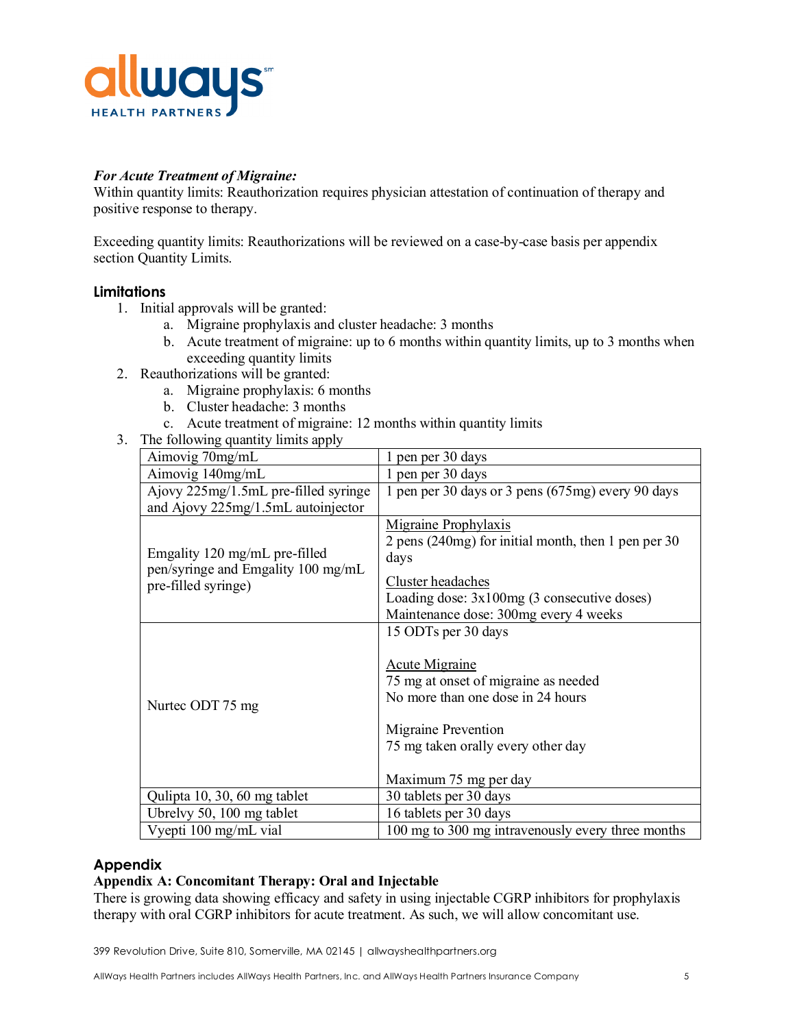***For Acute Treatment of Migraine:***
Within quantity limits: Reauthorization requires physician attestation of continuation of therapy and positive response to therapy.

Exceeding quantity limits: Reauthorizations will be reviewed on a case-by-case basis per appendix section Quantity Limits.

## Limitations

1. Initial approvals will be granted:
    a. Migraine prophylaxis and cluster headache: 3 months
    b. Acute treatment of migraine: up to 6 months within quantity limits, up to 3 months when exceeding quantity limits
2. Reauthorizations will be granted:
    a. Migraine prophylaxis: 6 months
    b. Cluster headache: 3 months
    c. Acute treatment of migraine: 12 months within quantity limits
3. The following quantity limits apply

| | |
|---|---|
| Aimovig 70mg/mL | 1 pen per 30 days |
| Aimovig 140mg/mL | 1 pen per 30 days |
| Ajovy 225mg/1.5mL pre-filled syringe and Ajovy 225mg/1.5mL autoinjector | 1 pen per 30 days or 3 pens (675mg) every 90 days |
| Emgality 120 mg/mL pre-filled pen/syringe and Emgality 100 mg/mL pre-filled syringe) | <u>Migraine Prophylaxis</u><br>2 pens (240mg) for initial month, then 1 pen per 30 days<br><u>Cluster headaches</u><br>Loading dose: 3x100mg (3 consecutive doses)<br>Maintenance dose: 300mg every 4 weeks |
| Nurtec ODT 75 mg | 15 ODTs per 30 days<br><br><u>Acute Migraine</u><br>75 mg at onset of migraine as needed<br>No more than one dose in 24 hours<br><br>Migraine Prevention<br>75 mg taken orally every other day<br><br>Maximum 75 mg per day |
| Qulipta 10, 30, 60 mg tablet | 30 tablets per 30 days |
| Ubrelvy 50, 100 mg tablet | 16 tablets per 30 days |
| Vyepti 100 mg/mL vial | 100 mg to 300 mg intravenously every three months |

## Appendix

**Appendix A: Concomitant Therapy: Oral and Injectable**
There is growing data showing efficacy and safety in using injectable CGRP inhibitors for prophylaxis therapy with oral CGRP inhibitors for acute treatment. As such, we will allow concomitant use.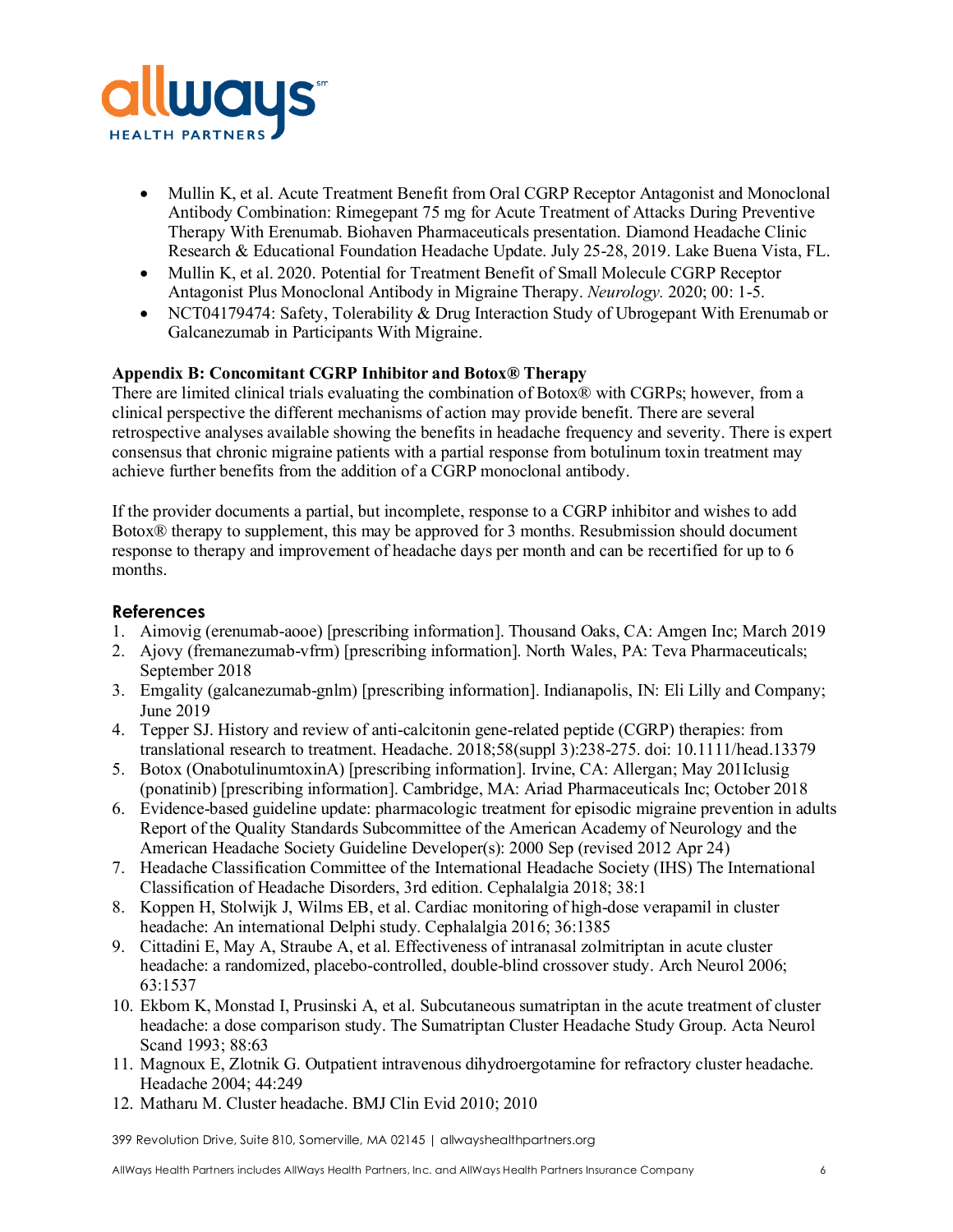- Mullin K, et al. Acute Treatment Benefit from Oral CGRP Receptor Antagonist and Monoclonal Antibody Combination: Rimegepant 75 mg for Acute Treatment of Attacks During Preventive Therapy With Erenumab. Biohaven Pharmaceuticals presentation. Diamond Headache Clinic Research & Educational Foundation Headache Update. July 25-28, 2019. Lake Buena Vista, FL.
- Mullin K, et al. 2020. Potential for Treatment Benefit of Small Molecule CGRP Receptor Antagonist Plus Monoclonal Antibody in Migraine Therapy. *Neurology.* 2020; 00: 1-5.
- NCT04179474: Safety, Tolerability & Drug Interaction Study of Ubrogepant With Erenumab or Galcanezumab in Participants With Migraine.

**Appendix B: Concomitant CGRP Inhibitor and Botox® Therapy**

There are limited clinical trials evaluating the combination of Botox® with CGRPs; however, from a clinical perspective the different mechanisms of action may provide benefit. There are several retrospective analyses available showing the benefits in headache frequency and severity. There is expert consensus that chronic migraine patients with a partial response from botulinum toxin treatment may achieve further benefits from the addition of a CGRP monoclonal antibody.

If the provider documents a partial, but incomplete, response to a CGRP inhibitor and wishes to add Botox® therapy to supplement, this may be approved for 3 months. Resubmission should document response to therapy and improvement of headache days per month and can be recertified for up to 6 months.

## References

1. Aimovig (erenumab-aooe) [prescribing information]. Thousand Oaks, CA: Amgen Inc; March 2019
2. Ajovy (fremanezumab-vfrm) [prescribing information]. North Wales, PA: Teva Pharmaceuticals; September 2018
3. Emgality (galcanezumab-gnlm) [prescribing information]. Indianapolis, IN: Eli Lilly and Company; June 2019
4. Tepper SJ. History and review of anti-calcitonin gene-related peptide (CGRP) therapies: from translational research to treatment. Headache. 2018;58(suppl 3):238-275. doi: 10.1111/head.13379
5. Botox (OnabotulinumtoxinA) [prescribing information]. Irvine, CA: Allergan; May 201Iclusig (ponatinib) [prescribing information]. Cambridge, MA: Ariad Pharmaceuticals Inc; October 2018
6. Evidence-based guideline update: pharmacologic treatment for episodic migraine prevention in adults Report of the Quality Standards Subcommittee of the American Academy of Neurology and the American Headache Society Guideline Developer(s): 2000 Sep (revised 2012 Apr 24)
7. Headache Classification Committee of the International Headache Society (IHS) The International Classification of Headache Disorders, 3rd edition. Cephalalgia 2018; 38:1
8. Koppen H, Stolwijk J, Wilms EB, et al. Cardiac monitoring of high-dose verapamil in cluster headache: An international Delphi study. Cephalalgia 2016; 36:1385
9. Cittadini E, May A, Straube A, et al. Effectiveness of intranasal zolmitriptan in acute cluster headache: a randomized, placebo-controlled, double-blind crossover study. Arch Neurol 2006; 63:1537
10. Ekbom K, Monstad I, Prusinski A, et al. Subcutaneous sumatriptan in the acute treatment of cluster headache: a dose comparison study. The Sumatriptan Cluster Headache Study Group. Acta Neurol Scand 1993; 88:63
11. Magnoux E, Zlotnik G. Outpatient intravenous dihydroergotamine for refractory cluster headache. Headache 2004; 44:249
12. Matharu M. Cluster headache. BMJ Clin Evid 2010; 2010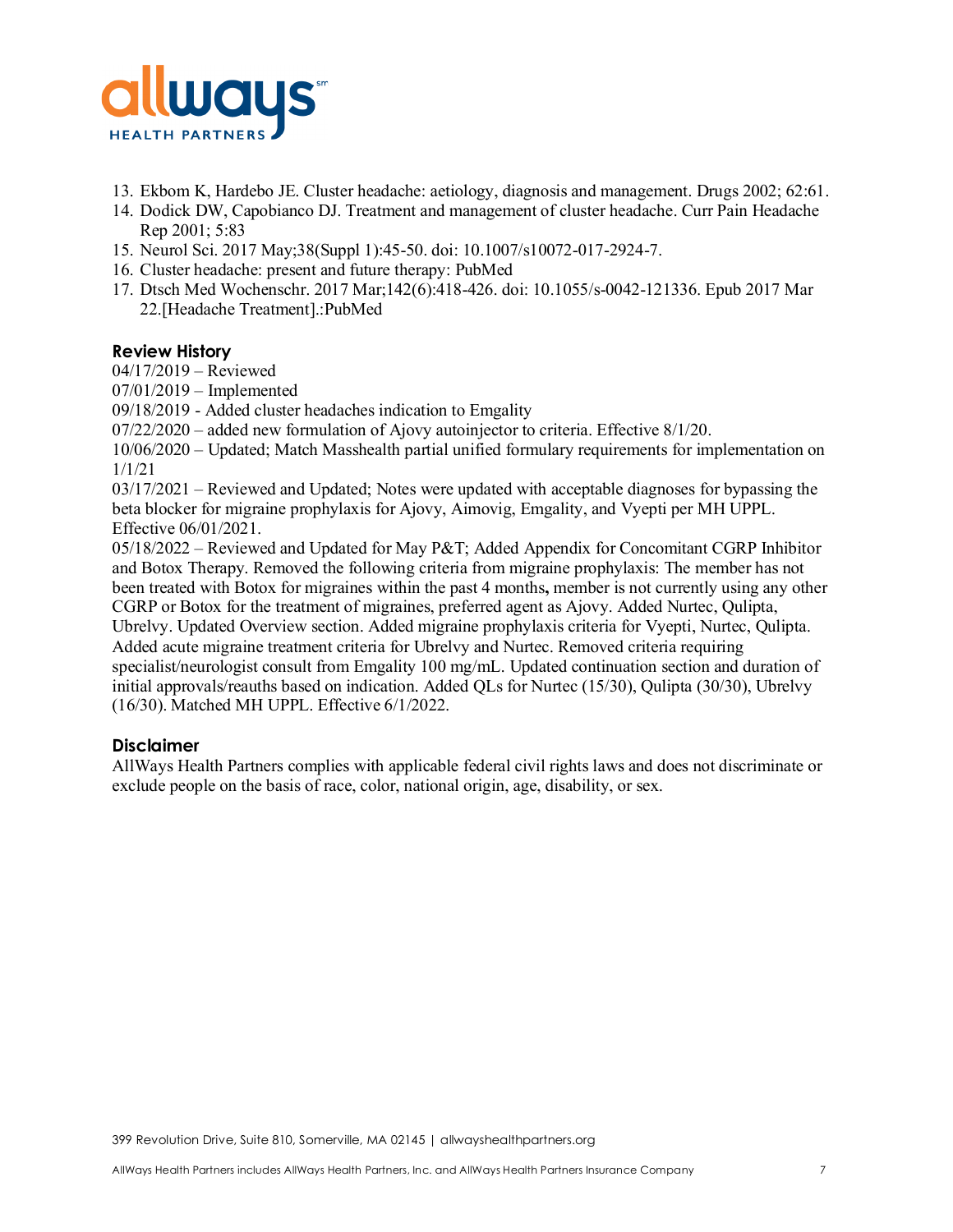13. Ekbom K, Hardebo JE. Cluster headache: aetiology, diagnosis and management. Drugs 2002; 62:61.
14. Dodick DW, Capobianco DJ. Treatment and management of cluster headache. Curr Pain Headache Rep 2001; 5:83
15. Neurol Sci. 2017 May;38(Suppl 1):45-50. doi: 10.1007/s10072-017-2924-7.
16. Cluster headache: present and future therapy: PubMed
17. Dtsch Med Wochenschr. 2017 Mar;142(6):418-426. doi: 10.1055/s-0042-121336. Epub 2017 Mar 22.[Headache Treatment].:PubMed

### Review History

04/17/2019 – Reviewed
07/01/2019 – Implemented
09/18/2019 - Added cluster headaches indication to Emgality
07/22/2020 – added new formulation of Ajovy autoinjector to criteria. Effective 8/1/20.
10/06/2020 – Updated; Match Masshealth partial unified formulary requirements for implementation on 1/1/21
03/17/2021 – Reviewed and Updated; Notes were updated with acceptable diagnoses for bypassing the beta blocker for migraine prophylaxis for Ajovy, Aimovig, Emgality, and Vyepti per MH UPPL. Effective 06/01/2021.
05/18/2022 – Reviewed and Updated for May P&T; Added Appendix for Concomitant CGRP Inhibitor and Botox Therapy. Removed the following criteria from migraine prophylaxis: The member has not been treated with Botox for migraines within the past 4 months**,** member is not currently using any other CGRP or Botox for the treatment of migraines, preferred agent as Ajovy. Added Nurtec, Qulipta, Ubrelvy. Updated Overview section. Added migraine prophylaxis criteria for Vyepti, Nurtec, Qulipta. Added acute migraine treatment criteria for Ubrelvy and Nurtec. Removed criteria requiring specialist/neurologist consult from Emgality 100 mg/mL. Updated continuation section and duration of initial approvals/reauths based on indication. Added QLs for Nurtec (15/30), Qulipta (30/30), Ubrelvy (16/30). Matched MH UPPL. Effective 6/1/2022.

### Disclaimer

AllWays Health Partners complies with applicable federal civil rights laws and does not discriminate or exclude people on the basis of race, color, national origin, age, disability, or sex.